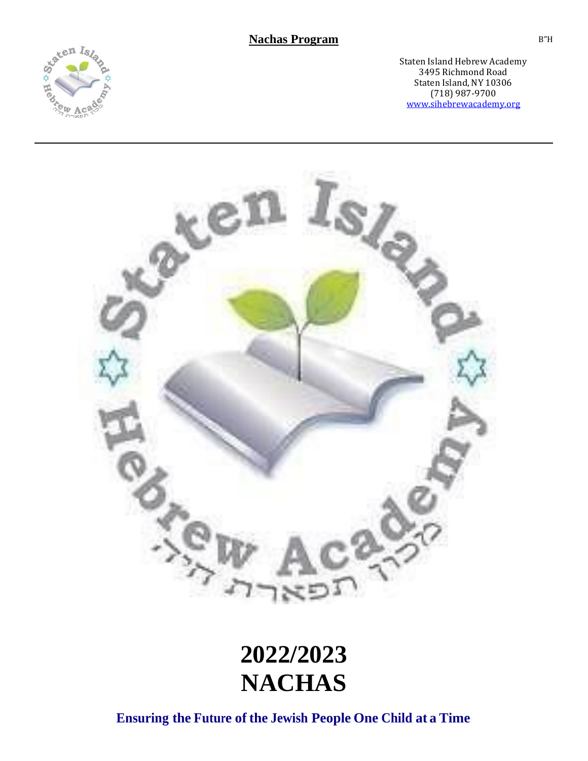**Nachas Program**

B"H

Staten Island Hebrew Academy
3495 Richmond Road
Staten Island, NY 10306
(718) 987-9700
www.sihebrewacademy.org

---

# 2022/2023
# NACHAS

**Ensuring the Future of the Jewish People One Child at a Time**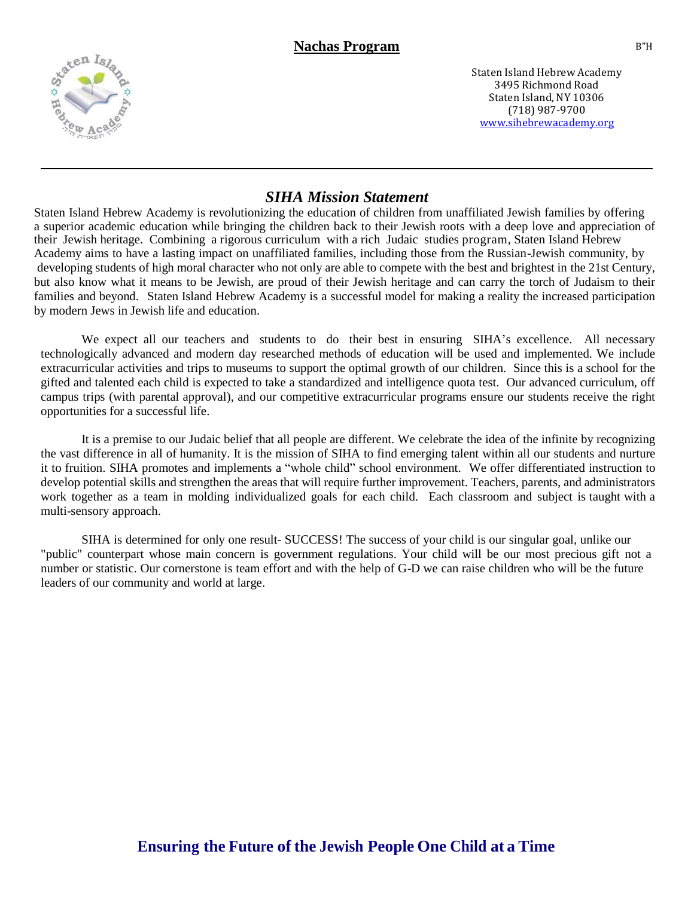**Nachas Program**

B"H

Staten Island Hebrew Academy
3495 Richmond Road
Staten Island, NY 10306
(718) 987-9700
www.sihebrewacademy.org

## *SIHA Mission Statement*

Staten Island Hebrew Academy is revolutionizing the education of children from unaffiliated Jewish families by offering a superior academic education while bringing the children back to their Jewish roots with a deep love and appreciation of their Jewish heritage. Combining a rigorous curriculum with a rich Judaic studies program, Staten Island Hebrew Academy aims to have a lasting impact on unaffiliated families, including those from the Russian-Jewish community, by developing students of high moral character who not only are able to compete with the best and brightest in the 21st Century, but also know what it means to be Jewish, are proud of their Jewish heritage and can carry the torch of Judaism to their families and beyond. Staten Island Hebrew Academy is a successful model for making a reality the increased participation by modern Jews in Jewish life and education.

We expect all our teachers and students to do their best in ensuring SIHA's excellence. All necessary technologically advanced and modern day researched methods of education will be used and implemented. We include extracurricular activities and trips to museums to support the optimal growth of our children. Since this is a school for the gifted and talented each child is expected to take a standardized and intelligence quota test. Our advanced curriculum, off campus trips (with parental approval), and our competitive extracurricular programs ensure our students receive the right opportunities for a successful life.

It is a premise to our Judaic belief that all people are different. We celebrate the idea of the infinite by recognizing the vast difference in all of humanity. It is the mission of SIHA to find emerging talent within all our students and nurture it to fruition. SIHA promotes and implements a "whole child" school environment. We offer differentiated instruction to develop potential skills and strengthen the areas that will require further improvement. Teachers, parents, and administrators work together as a team in molding individualized goals for each child. Each classroom and subject is taught with a multi-sensory approach.

SIHA is determined for only one result- SUCCESS! The success of your child is our singular goal, unlike our "public" counterpart whose main concern is government regulations. Your child will be our most precious gift not a number or statistic. Our cornerstone is team effort and with the help of G-D we can raise children who will be the future leaders of our community and world at large.

**Ensuring the Future of the Jewish People One Child at a Time**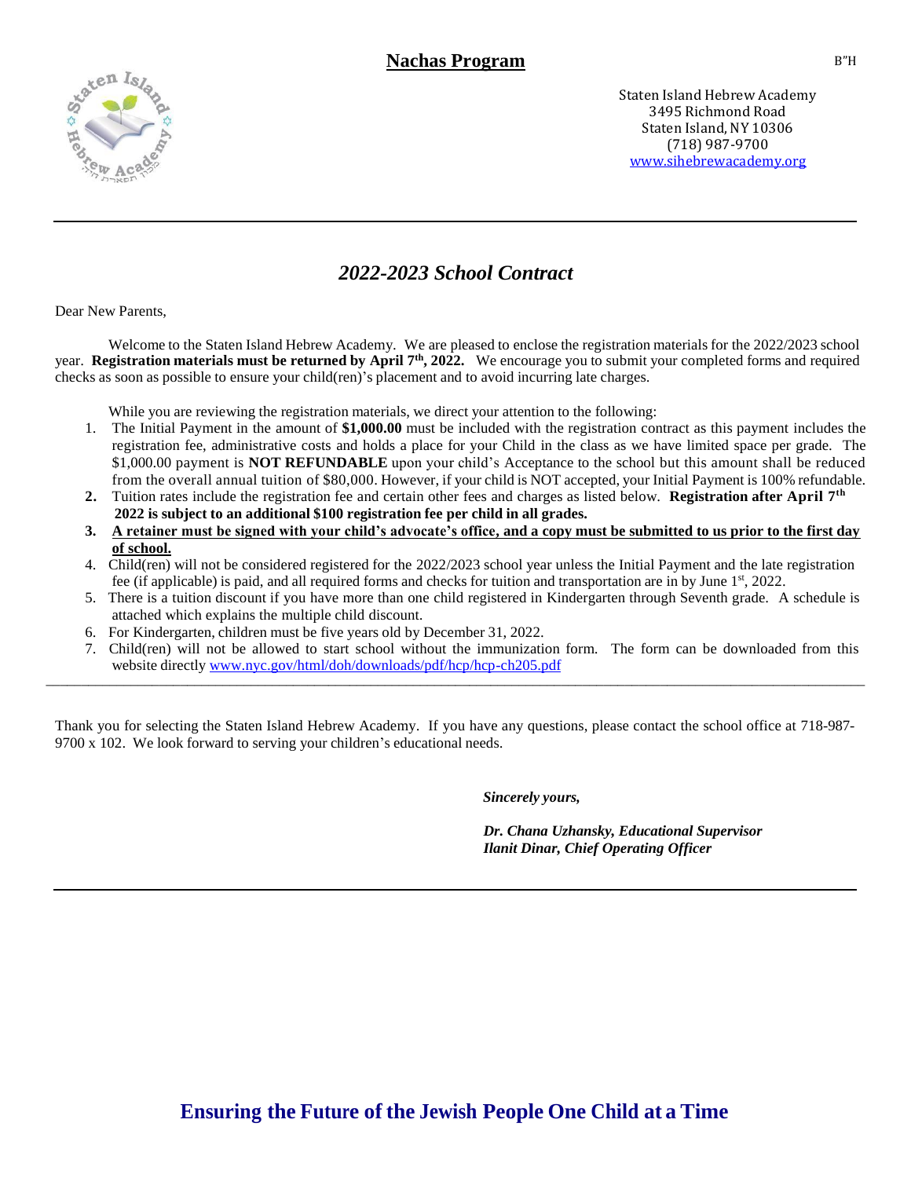# Nachas Program

B"H

Staten Island Hebrew Academy
3495 Richmond Road
Staten Island, NY 10306
(718) 987-9700
www.sihebrewacademy.org

---

## *2022-2023 School Contract*

Dear New Parents,

Welcome to the Staten Island Hebrew Academy. We are pleased to enclose the registration materials for the 2022/2023 school year. **Registration materials must be returned by April 7th, 2022.** We encourage you to submit your completed forms and required checks as soon as possible to ensure your child(ren)'s placement and to avoid incurring late charges.

While you are reviewing the registration materials, we direct your attention to the following:

1. The Initial Payment in the amount of **$1,000.00** must be included with the registration contract as this payment includes the registration fee, administrative costs and holds a place for your Child in the class as we have limited space per grade. The $1,000.00 payment is **NOT REFUNDABLE** upon your child's Acceptance to the school but this amount shall be reduced from the overall annual tuition of $80,000. However, if your child is NOT accepted, your Initial Payment is 100% refundable.
2. Tuition rates include the registration fee and certain other fees and charges as listed below. **Registration after April 7th 2022 is subject to an additional $100 registration fee per child in all grades.**
3. **A retainer must be signed with your child's advocate's office, and a copy must be submitted to us prior to the first day of school.**
4. Child(ren) will not be considered registered for the 2022/2023 school year unless the Initial Payment and the late registration fee (if applicable) is paid, and all required forms and checks for tuition and transportation are in by June 1st, 2022.
5. There is a tuition discount if you have more than one child registered in Kindergarten through Seventh grade. A schedule is attached which explains the multiple child discount.
6. For Kindergarten, children must be five years old by December 31, 2022.
7. Child(ren) will not be allowed to start school without the immunization form. The form can be downloaded from this website directly www.nyc.gov/html/doh/downloads/pdf/hcp/hcp-ch205.pdf

---

Thank you for selecting the Staten Island Hebrew Academy. If you have any questions, please contact the school office at 718-987-9700 x 102. We look forward to serving your children's educational needs.

***Sincerely yours,***

***Dr. Chana Uzhansky, Educational Supervisor***
***Ilanit Dinar, Chief Operating Officer***

---

**Ensuring the Future of the Jewish People One Child at a Time**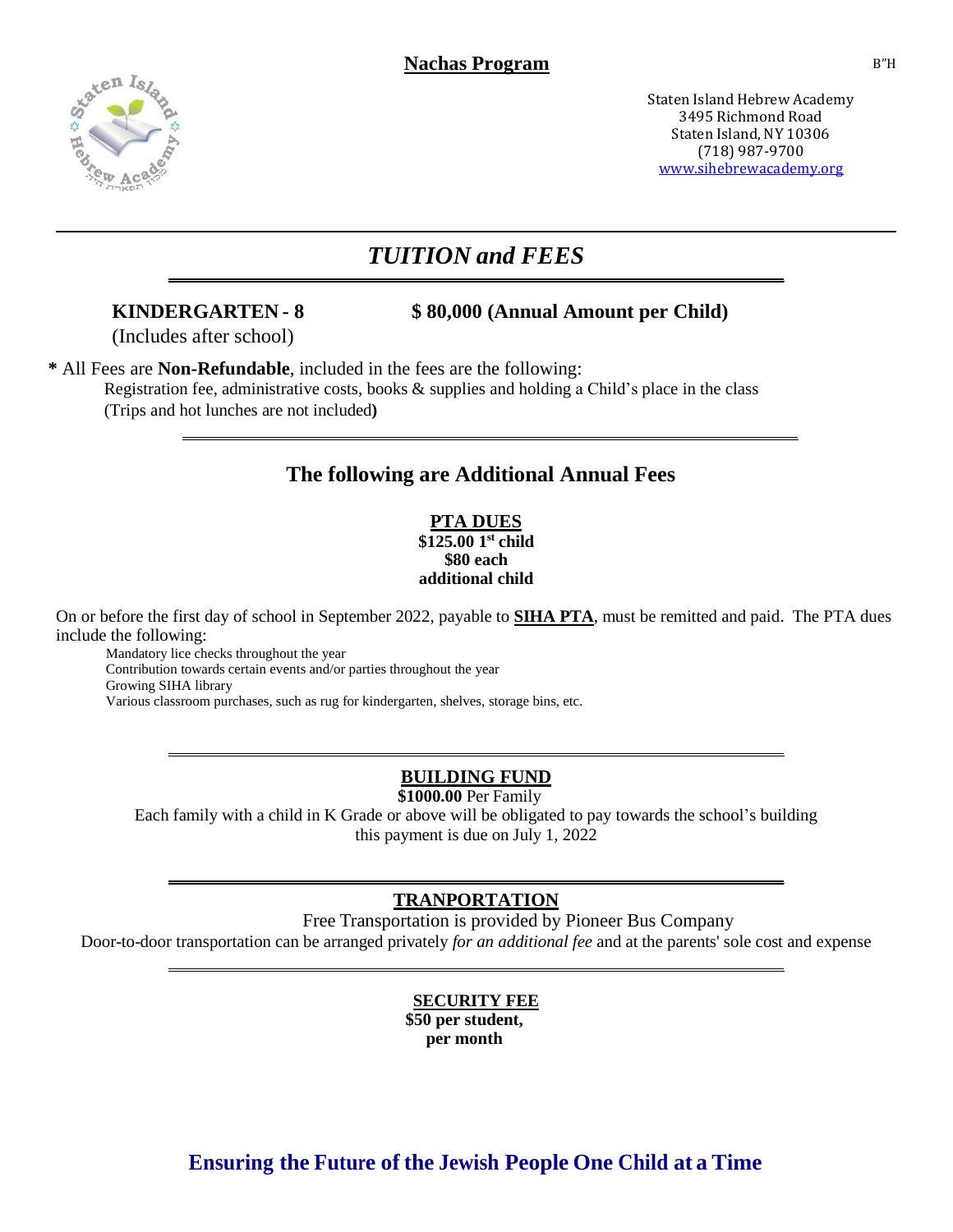# Nachas Program

B"H

Staten Island Hebrew Academy
3495 Richmond Road
Staten Island, NY 10306
(718) 987-9700
www.sihebrewacademy.org

## *TUITION and FEES*

**KINDERGARTEN - 8** **$ 80,000 (Annual Amount per Child)**
(Includes after school)

**\*** All Fees are **Non-Refundable**, included in the fees are the following:
Registration fee, administrative costs, books & supplies and holding a Child's place in the class
(Trips and hot lunches are not included**)**

## The following are Additional Annual Fees

### PTA DUES

**$125.00 1st child**
**$80 each additional child**

On or before the first day of school in September 2022, payable to **SIHA PTA**, must be remitted and paid. The PTA dues include the following:

Mandatory lice checks throughout the year
Contribution towards certain events and/or parties throughout the year
Growing SIHA library
Various classroom purchases, such as rug for kindergarten, shelves, storage bins, etc.

### BUILDING FUND

**$1000.00** Per Family
Each family with a child in K Grade or above will be obligated to pay towards the school's building
this payment is due on July 1, 2022

### TRANPORTATION

Free Transportation is provided by Pioneer Bus Company
Door-to-door transportation can be arranged privately *for an additional fee* and at the parents' sole cost and expense

### SECURITY FEE

**$50 per student, per month**

**Ensuring the Future of the Jewish People One Child at a Time**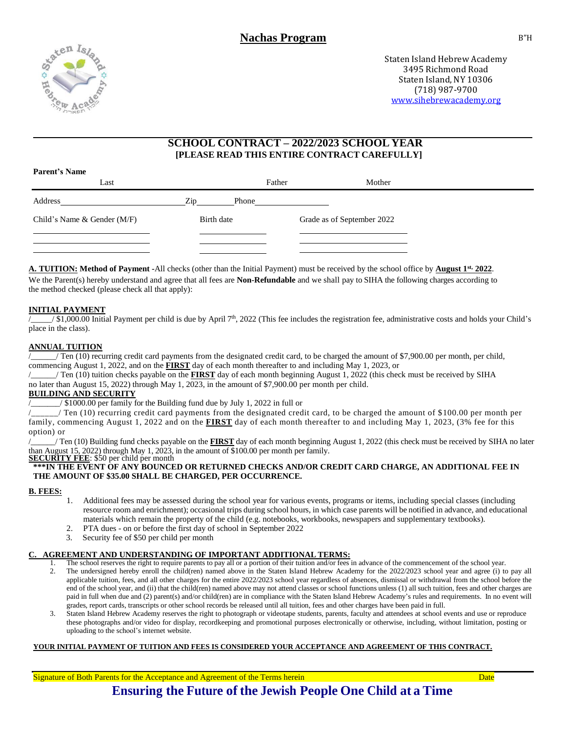B"H

# Nachas Program

Staten Island Hebrew Academy
3495 Richmond Road
Staten Island, NY 10306
(718) 987-9700
www.sihebrewacademy.org

## SCHOOL CONTRACT – 2022/2023 SCHOOL YEAR
### [PLEASE READ THIS ENTIRE CONTRACT CAREFULLY]

**Parent's Name**

Last　　　　　　　　Father　　　　　　　　Mother

Address______________________ Zip________ Phone________________

| Child's Name & Gender (M/F) | Birth date | Grade as of September 2022 |
|---|---|---|
| | | |
| | | |
| | | |

**A. TUITION: Method of Payment -** All checks (other than the Initial Payment) must be received by the school office by **August 1st, 2022**.

We the Parent(s) hereby understand and agree that all fees are **Non-Refundable** and we shall pay to SIHA the following charges according to the method checked (please check all that apply):

**INITIAL PAYMENT**

/_____/ $1,000.00 Initial Payment per child is due by April 7th, 2022 (This fee includes the registration fee, administrative costs and holds your Child's place in the class).

**ANNUAL TUITION**

/______/ Ten (10) recurring credit card payments from the designated credit card, to be charged the amount of $7,900.00 per month, per child, commencing August 1, 2022, and on the **FIRST** day of each month thereafter to and including May 1, 2023, or

/______/ Ten (10) tuition checks payable on the **FIRST** day of each month beginning August 1, 2022 (this check must be received by SIHA no later than August 15, 2022) through May 1, 2023, in the amount of $7,900.00 per month per child.

**BUILDING AND SECURITY**

/_______/ $1000.00 per family for the Building fund due by July 1, 2022 in full or

/_______/ Ten (10) recurring credit card payments from the designated credit card, to be charged the amount of $100.00 per month per family, commencing August 1, 2022 and on the **FIRST** day of each month thereafter to and including May 1, 2023, (3% fee for this option) or

/______/ Ten (10) Building fund checks payable on the **FIRST** day of each month beginning August 1, 2022 (this check must be received by SIHA no later than August 15, 2022) through May 1, 2023, in the amount of $100.00 per month per family.

**SECURITY FEE**: $50 per child per month

**\*\*\*IN THE EVENT OF ANY BOUNCED OR RETURNED CHECKS AND/OR CREDIT CARD CHARGE, AN ADDITIONAL FEE IN THE AMOUNT OF $35.00 SHALL BE CHARGED, PER OCCURRENCE.**

**B. FEES:**

1. Additional fees may be assessed during the school year for various events, programs or items, including special classes (including resource room and enrichment); occasional trips during school hours, in which case parents will be notified in advance, and educational materials which remain the property of the child (e.g. notebooks, workbooks, newspapers and supplementary textbooks).
2. PTA dues - on or before the first day of school in September 2022
3. Security fee of $50 per child per month

**C. AGREEMENT AND UNDERSTANDING OF IMPORTANT ADDITIONAL TERMS:**

1. The school reserves the right to require parents to pay all or a portion of their tuition and/or fees in advance of the commencement of the school year.
2. The undersigned hereby enroll the child(ren) named above in the Staten Island Hebrew Academy for the 2022/2023 school year and agree (i) to pay all applicable tuition, fees, and all other charges for the entire 2022/2023 school year regardless of absences, dismissal or withdrawal from the school before the end of the school year, and (ii) that the child(ren) named above may not attend classes or school functions unless (1) all such tuition, fees and other charges are paid in full when due and (2) parent(s) and/or child(ren) are in compliance with the Staten Island Hebrew Academy's rules and requirements. In no event will grades, report cards, transcripts or other school records be released until all tuition, fees and other charges have been paid in full.
3. Staten Island Hebrew Academy reserves the right to photograph or videotape students, parents, faculty and attendees at school events and use or reproduce these photographs and/or video for display, recordkeeping and promotional purposes electronically or otherwise, including, without limitation, posting or uploading to the school's internet website.

**YOUR INITIAL PAYMENT OF TUITION AND FEES IS CONSIDERED YOUR ACCEPTANCE AND AGREEMENT OF THIS CONTRACT.**

Signature of Both Parents for the Acceptance and Agreement of the Terms herein　　　　　　Date

**Ensuring the Future of the Jewish People One Child at a Time**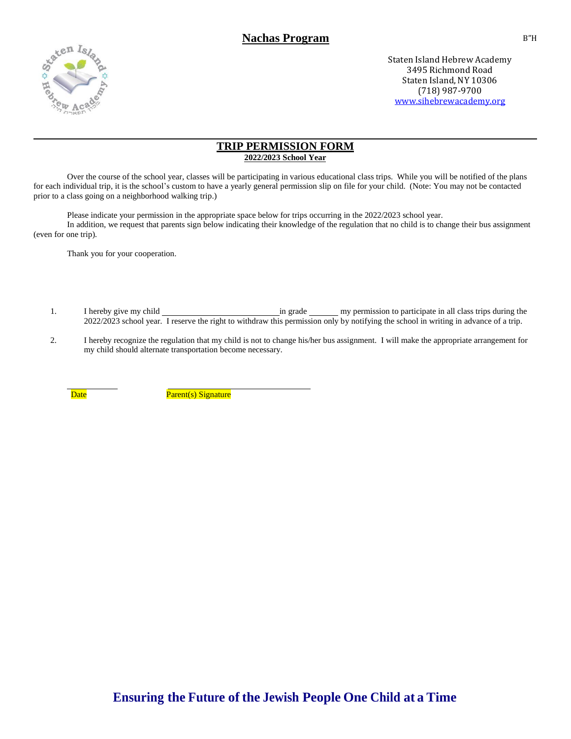# Nachas Program

B"H

Staten Island Hebrew Academy
3495 Richmond Road
Staten Island, NY 10306
(718) 987-9700
www.sihebrewacademy.org

## TRIP PERMISSION FORM

**2022/2023 School Year**

Over the course of the school year, classes will be participating in various educational class trips. While you will be notified of the plans for each individual trip, it is the school's custom to have a yearly general permission slip on file for your child. (Note: You may not be contacted prior to a class going on a neighborhood walking trip.)

Please indicate your permission in the appropriate space below for trips occurring in the 2022/2023 school year.

In addition, we request that parents sign below indicating their knowledge of the regulation that no child is to change their bus assignment (even for one trip).

Thank you for your cooperation.

1. I hereby give my child ____________________________in grade _______ my permission to participate in all class trips during the 2022/2023 school year. I reserve the right to withdraw this permission only by notifying the school in writing in advance of a trip.

2. I hereby recognize the regulation that my child is not to change his/her bus assignment. I will make the appropriate arrangement for my child should alternate transportation become necessary.

____________ ____________________________________

Date Parent(s) Signature

**Ensuring the Future of the Jewish People One Child at a Time**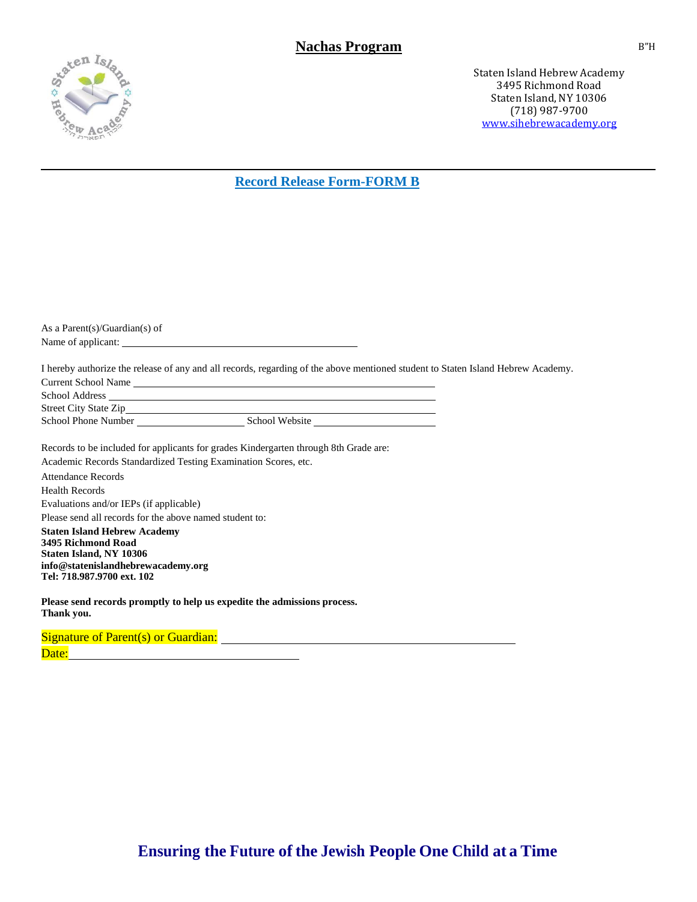# Nachas Program

B"H

Staten Island Hebrew Academy
3495 Richmond Road
Staten Island, NY 10306
(718) 987-9700
www.sihebrewacademy.org

## Record Release Form-FORM B

As a Parent(s)/Guardian(s) of
Name of applicant: ____________________________________________

I hereby authorize the release of any and all records, regarding of the above mentioned student to Staten Island Hebrew Academy.

Current School Name ____________________________________________

School Address ____________________________________________

Street City State Zip ____________________________________________

School Phone Number ____________________ School Website ____________________

Records to be included for applicants for grades Kindergarten through 8th Grade are:

Academic Records Standardized Testing Examination Scores, etc.

Attendance Records

Health Records

Evaluations and/or IEPs (if applicable)

Please send all records for the above named student to:

**Staten Island Hebrew Academy**
**3495 Richmond Road**
**Staten Island, NY 10306**
**info@statenislandhebrewacademy.org**
**Tel: 718.987.9700 ext. 102**

**Please send records promptly to help us expedite the admissions process.**
**Thank you.**

Signature of Parent(s) or Guardian: ____________________________________________

Date: ______________________________

**Ensuring the Future of the Jewish People One Child at a Time**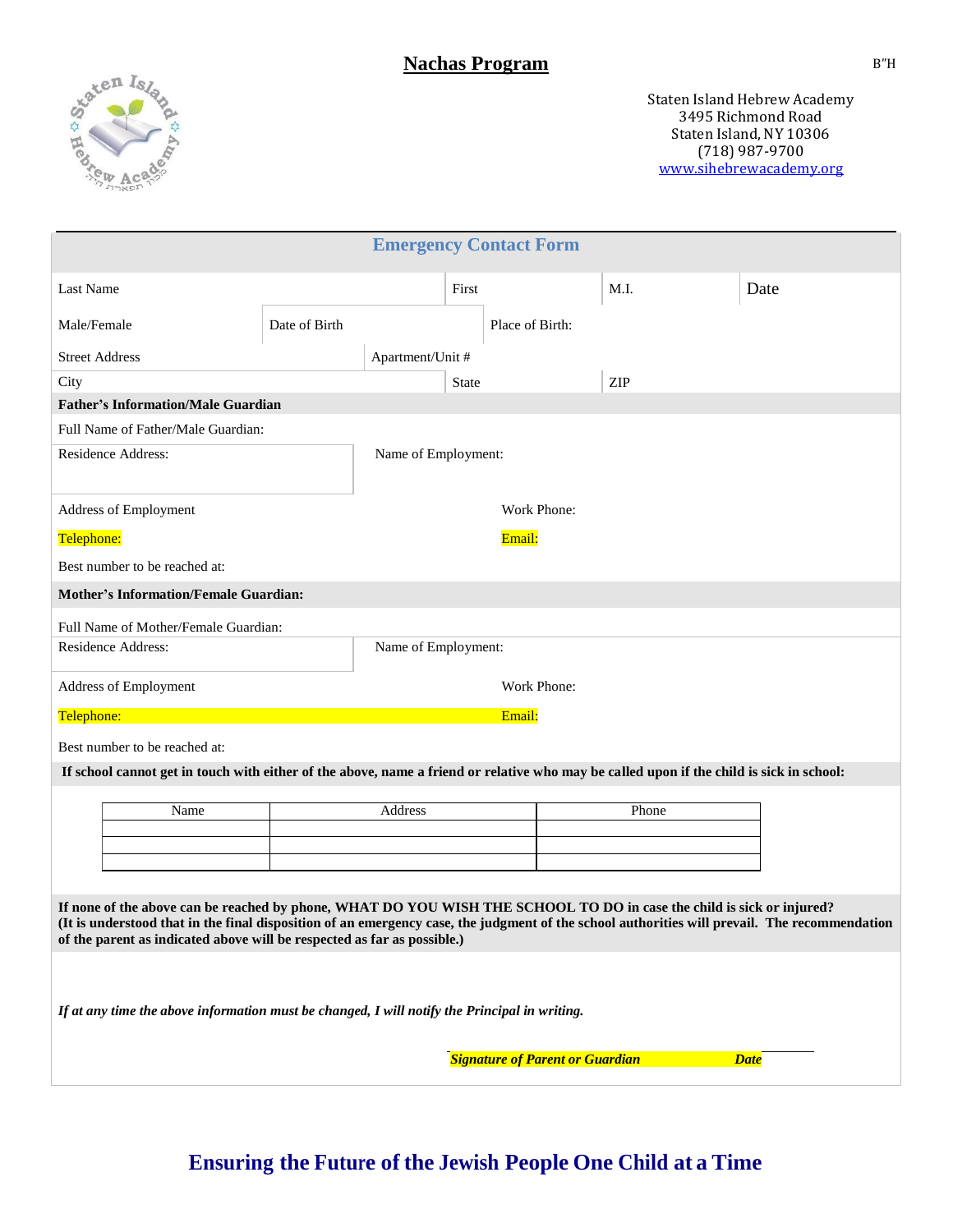# Nachas Program

B"H

Staten Island Hebrew Academy
3495 Richmond Road
Staten Island, NY 10306
(718) 987-9700
www.sihebrewacademy.org

## Emergency Contact Form

Last Name | First | M.I. | Date

Male/Female | Date of Birth | Place of Birth:

Street Address | Apartment/Unit #

City | State | ZIP

**Father's Information/Male Guardian**

Full Name of Father/Male Guardian:

Residence Address: | Name of Employment:

Address of Employment | Work Phone:

Telephone: | Email:

Best number to be reached at:

**Mother's Information/Female Guardian:**

Full Name of Mother/Female Guardian:

Residence Address: | Name of Employment:

Address of Employment | Work Phone:

Telephone: | Email:

Best number to be reached at:

**If school cannot get in touch with either of the above, name a friend or relative who may be called upon if the child is sick in school:**

| Name | Address | Phone |
|---|---|---|
| | | |
| | | |
| | | |

**If none of the above can be reached by phone, WHAT DO YOU WISH THE SCHOOL TO DO in case the child is sick or injured? (It is understood that in the final disposition of an emergency case, the judgment of the school authorities will prevail. The recommendation of the parent as indicated above will be respected as far as possible.)**

***If at any time the above information must be changed, I will notify the Principal in writing.***

***Signature of Parent or Guardian*** ***Date***

**Ensuring the Future of the Jewish People One Child at a Time**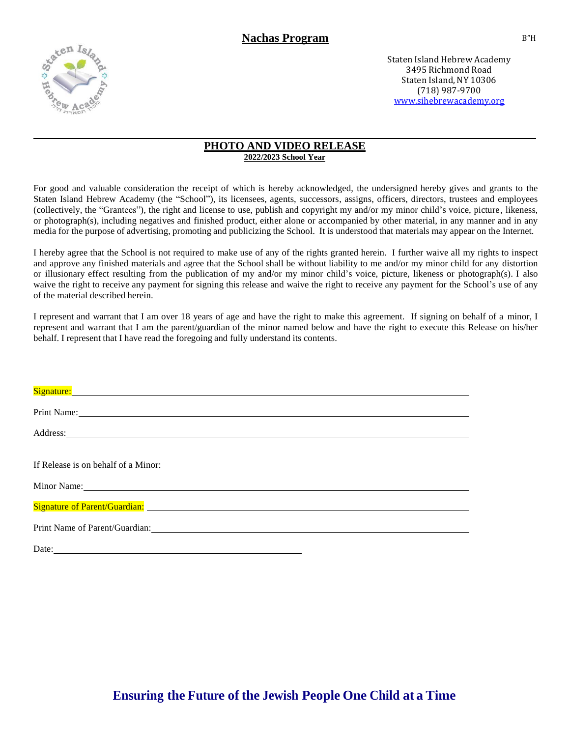# Nachas Program

B"H

Staten Island Hebrew Academy
3495 Richmond Road
Staten Island, NY 10306
(718) 987-9700
www.sihebrewacademy.org

## PHOTO AND VIDEO RELEASE

**2022/2023 School Year**

For good and valuable consideration the receipt of which is hereby acknowledged, the undersigned hereby gives and grants to the Staten Island Hebrew Academy (the "School"), its licensees, agents, successors, assigns, officers, directors, trustees and employees (collectively, the "Grantees"), the right and license to use, publish and copyright my and/or my minor child's voice, picture, likeness, or photograph(s), including negatives and finished product, either alone or accompanied by other material, in any manner and in any media for the purpose of advertising, promoting and publicizing the School. It is understood that materials may appear on the Internet.

I hereby agree that the School is not required to make use of any of the rights granted herein. I further waive all my rights to inspect and approve any finished materials and agree that the School shall be without liability to me and/or my minor child for any distortion or illusionary effect resulting from the publication of my and/or my minor child's voice, picture, likeness or photograph(s). I also waive the right to receive any payment for signing this release and waive the right to receive any payment for the School's use of any of the material described herein.

I represent and warrant that I am over 18 years of age and have the right to make this agreement. If signing on behalf of a minor, I represent and warrant that I am the parent/guardian of the minor named below and have the right to execute this Release on his/her behalf. I represent that I have read the foregoing and fully understand its contents.

Signature: ______________________________________________

Print Name: ______________________________________________

Address: ______________________________________________

If Release is on behalf of a Minor:

Minor Name: ______________________________________________

Signature of Parent/Guardian: ______________________________________________

Print Name of Parent/Guardian: ______________________________________________

Date: ______________________________

**Ensuring the Future of the Jewish People One Child at a Time**